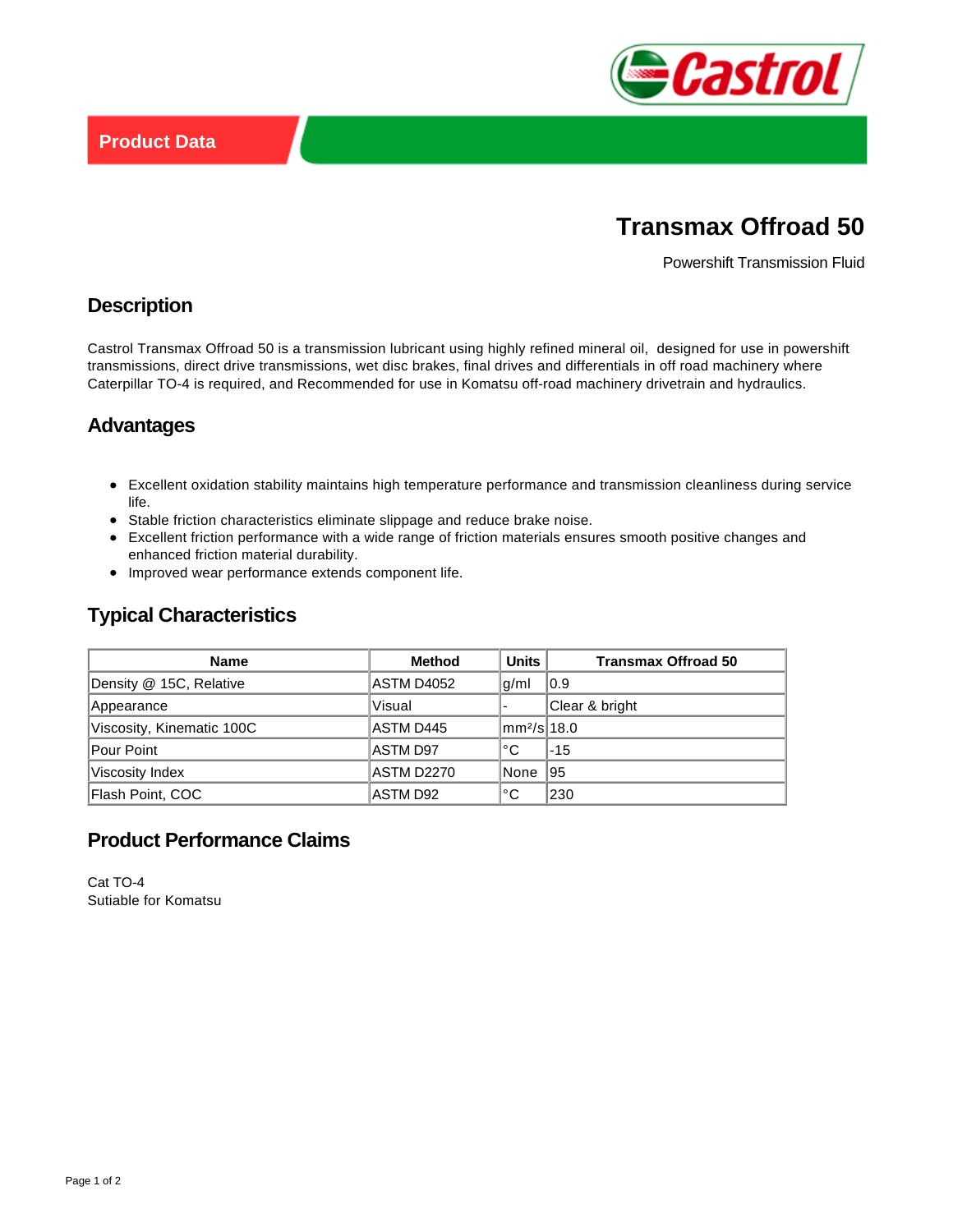Product Data

# Transmax Offroad 50

Powershift Transmission Fluid

## Description

Castrol Transmax Offroad 50 is a transmission lubricant using highly refined mineral oil,  designed for use in powershift transmissions, direct drive transmissions, wet disc brakes, final drives and differentials in off road machinery where Caterpillar TO-4 is required, and Recommended for use in Komatsu off-road machinery drivetrain and hydraulics.

## Advantages

- Excellent oxidation stability maintains high temperature performance and transmission cleanliness during service life.
- Stable friction characteristics eliminate slippage and reduce brake noise.
- Excellent friction performance with a wide range of friction materials ensures smooth positive changes and enhanced friction material durability.
- Improved wear performance extends component life.

## Typical Characteristics

| Name | Method | Units | Transmax Offroad 50 |
|---|---|---|---|
| Density @ 15C, Relative | ASTM D4052 | g/ml | 0.9 |
| Appearance | Visual | - | Clear & bright |
| Viscosity, Kinematic 100C | ASTM D445 | $mm^2/s$ | 18.0 |
| Pour Point | ASTM D97 | °C | -15 |
| Viscosity Index | ASTM D2270 | None | 95 |
| Flash Point, COC | ASTM D92 | °C | 230 |

## Product Performance Claims

Cat TO-4
Sutiable for Komatsu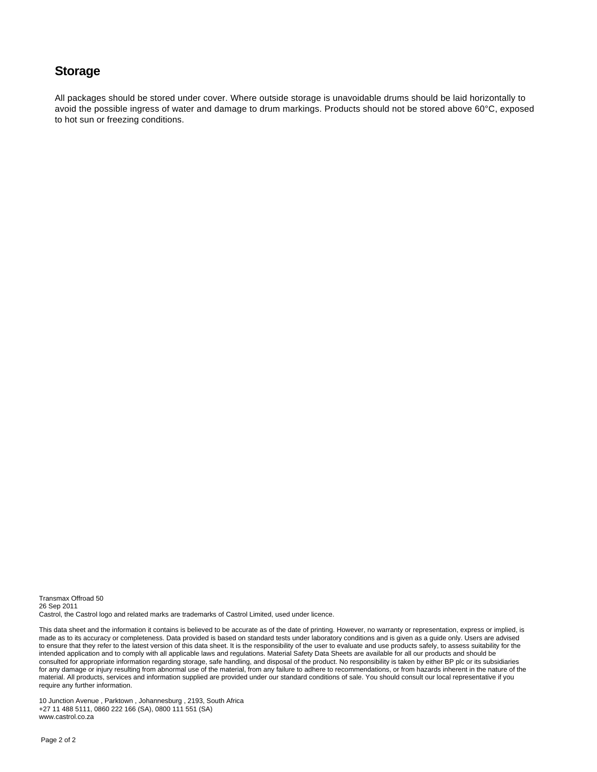## Storage

All packages should be stored under cover. Where outside storage is unavoidable drums should be laid horizontally to avoid the possible ingress of water and damage to drum markings. Products should not be stored above 60°C, exposed to hot sun or freezing conditions.

Transmax Offroad 50
26 Sep 2011
Castrol, the Castrol logo and related marks are trademarks of Castrol Limited, used under licence.

This data sheet and the information it contains is believed to be accurate as of the date of printing. However, no warranty or representation, express or implied, is made as to its accuracy or completeness. Data provided is based on standard tests under laboratory conditions and is given as a guide only. Users are advised to ensure that they refer to the latest version of this data sheet. It is the responsibility of the user to evaluate and use products safely, to assess suitability for the intended application and to comply with all applicable laws and regulations. Material Safety Data Sheets are available for all our products and should be consulted for appropriate information regarding storage, safe handling, and disposal of the product. No responsibility is taken by either BP plc or its subsidiaries for any damage or injury resulting from abnormal use of the material, from any failure to adhere to recommendations, or from hazards inherent in the nature of the material. All products, services and information supplied are provided under our standard conditions of sale. You should consult our local representative if you require any further information.

10 Junction Avenue , Parktown , Johannesburg , 2193, South Africa
+27 11 488 5111, 0860 222 166 (SA), 0800 111 551 (SA)
www.castrol.co.za